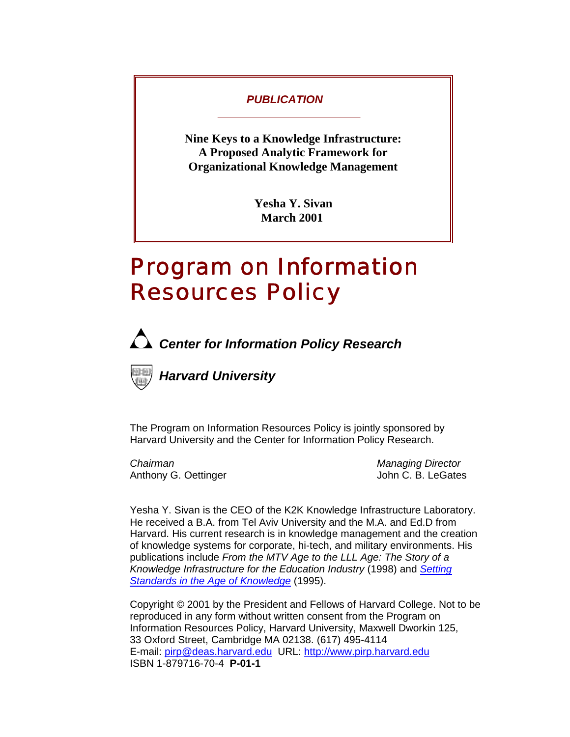***PUBLICATION***

**Nine Keys to a Knowledge Infrastructure:**
**A Proposed Analytic Framework for**
**Organizational Knowledge Management**

**Yesha Y. Sivan**
**March 2001**

# Program on Information Resources Policy

***Center for Information Policy Research***

***Harvard University***

The Program on Information Resources Policy is jointly sponsored by Harvard University and the Center for Information Policy Research.

*Chairman*
Anthony G. Oettinger

*Managing Director*
John C. B. LeGates

Yesha Y. Sivan is the CEO of the K2K Knowledge Infrastructure Laboratory. He received a B.A. from Tel Aviv University and the M.A. and Ed.D from Harvard. His current research is in knowledge management and the creation of knowledge systems for corporate, hi-tech, and military environments. His publications include *From the MTV Age to the LLL Age: The Story of a Knowledge Infrastructure for the Education Industry* (1998) and *Setting Standards in the Age of Knowledge* (1995).

Copyright © 2001 by the President and Fellows of Harvard College. Not to be reproduced in any form without written consent from the Program on Information Resources Policy, Harvard University, Maxwell Dworkin 125, 33 Oxford Street, Cambridge MA 02138. (617) 495-4114
E-mail: pirp@deas.harvard.edu URL: http://www.pirp.harvard.edu
ISBN 1-879716-70-4 **P-01-1**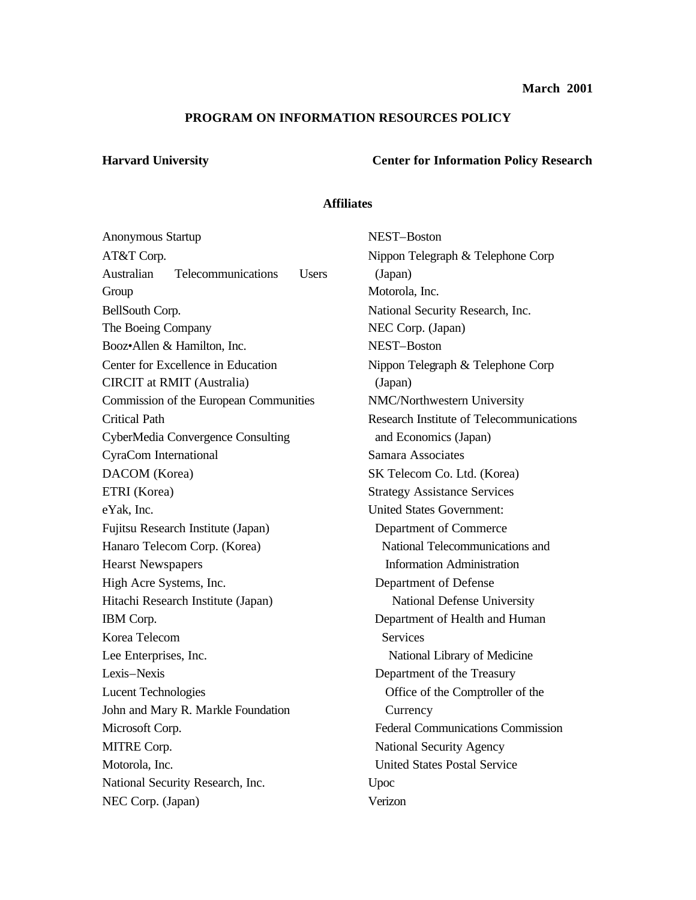**March 2001**

**PROGRAM ON INFORMATION RESOURCES POLICY**

**Harvard University** **Center for Information Policy Research**

**Affiliates**

Anonymous Startup
AT&T Corp.
Australian Telecommunications Users Group
BellSouth Corp.
The Boeing Company
Booz•Allen & Hamilton, Inc.
Center for Excellence in Education
CIRCIT at RMIT (Australia)
Commission of the European Communities
Critical Path
CyberMedia Convergence Consulting
CyraCom International
DACOM (Korea)
ETRI (Korea)
eYak, Inc.
Fujitsu Research Institute (Japan)
Hanaro Telecom Corp. (Korea)
Hearst Newspapers
High Acre Systems, Inc.
Hitachi Research Institute (Japan)
IBM Corp.
Korea Telecom
Lee Enterprises, Inc.
Lexis–Nexis
Lucent Technologies
John and Mary R. Markle Foundation
Microsoft Corp.
MITRE Corp.
Motorola, Inc.
National Security Research, Inc.
NEC Corp. (Japan)
NEST–Boston
Nippon Telegraph & Telephone Corp (Japan)
Motorola, Inc.
National Security Research, Inc.
NEC Corp. (Japan)
NEST–Boston
Nippon Telegraph & Telephone Corp (Japan)
NMC/Northwestern University
Research Institute of Telecommunications and Economics (Japan)
Samara Associates
SK Telecom Co. Ltd. (Korea)
Strategy Assistance Services
United States Government:
- Department of Commerce
  - National Telecommunications and Information Administration
- Department of Defense
  - National Defense University
- Department of Health and Human Services
  - National Library of Medicine
- Department of the Treasury
  - Office of the Comptroller of the Currency
- Federal Communications Commission
- National Security Agency
- United States Postal Service

Upoc
Verizon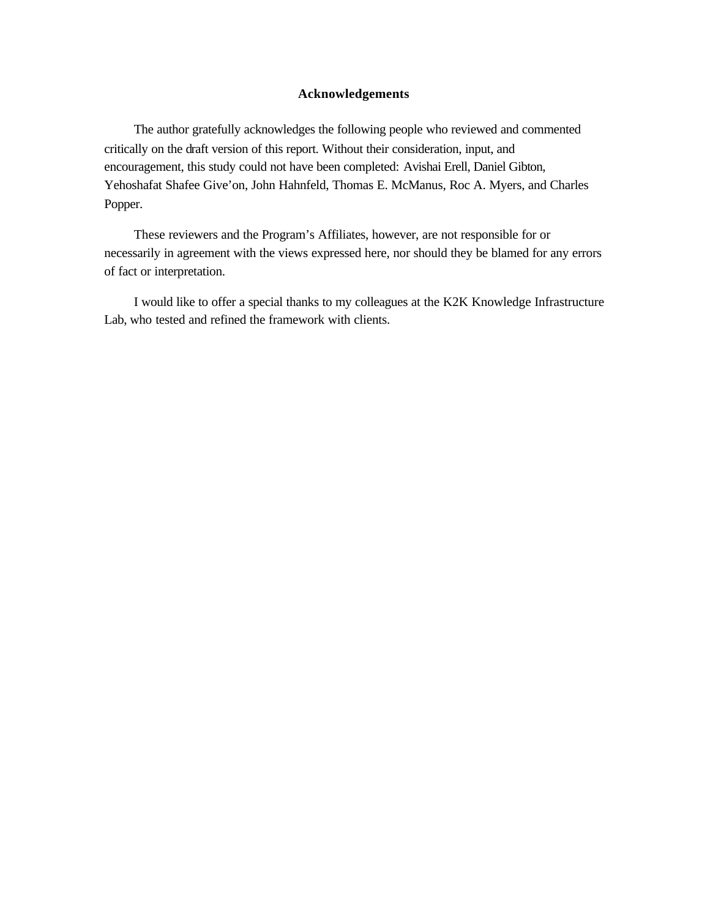# Acknowledgements

The author gratefully acknowledges the following people who reviewed and commented critically on the draft version of this report. Without their consideration, input, and encouragement, this study could not have been completed: Avishai Erell, Daniel Gibton, Yehoshafat Shafee Give'on, John Hahnfeld, Thomas E. McManus, Roc A. Myers, and Charles Popper.

These reviewers and the Program's Affiliates, however, are not responsible for or necessarily in agreement with the views expressed here, nor should they be blamed for any errors of fact or interpretation.

I would like to offer a special thanks to my colleagues at the K2K Knowledge Infrastructure Lab, who tested and refined the framework with clients.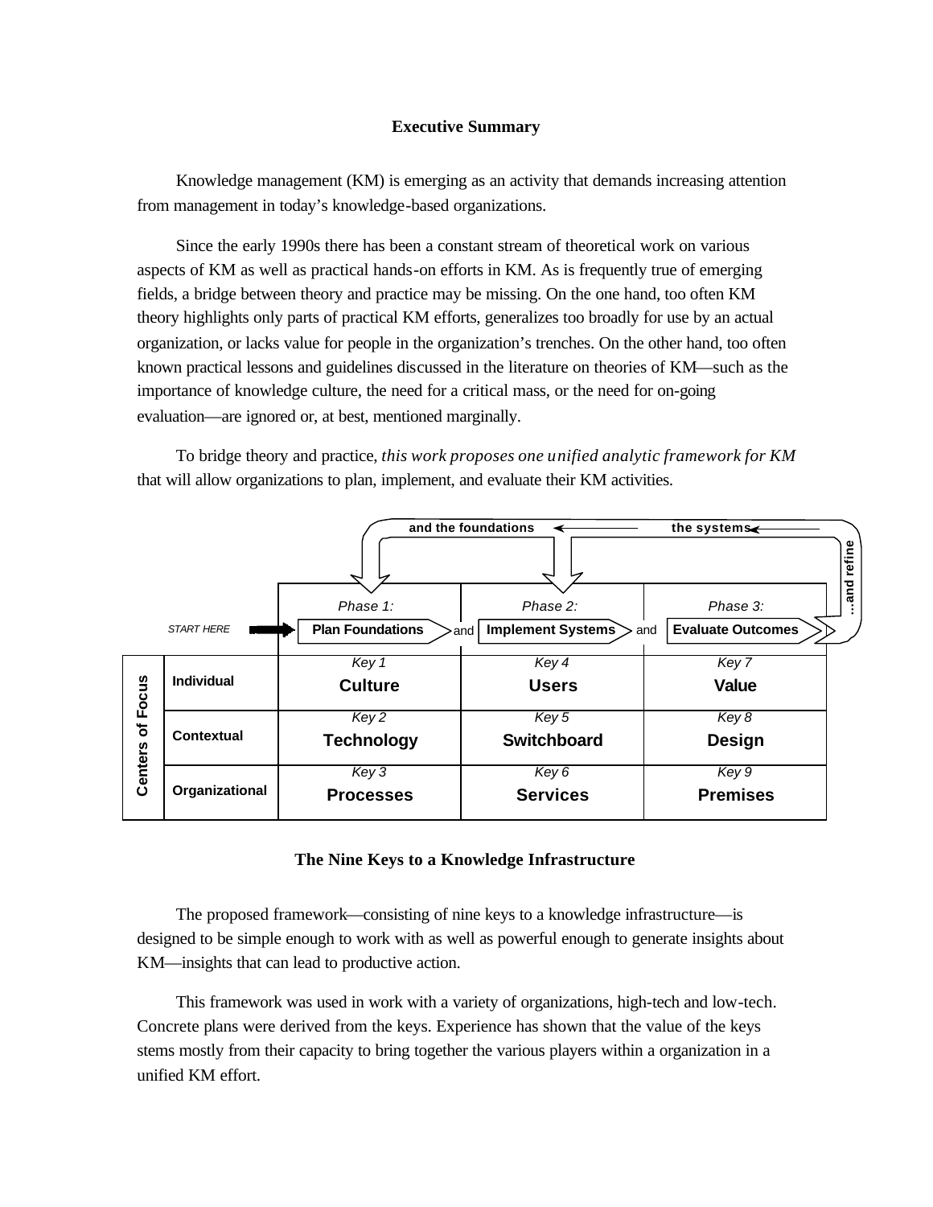**Executive Summary**

Knowledge management (KM) is emerging as an activity that demands increasing attention from management in today's knowledge-based organizations.

Since the early 1990s there has been a constant stream of theoretical work on various aspects of KM as well as practical hands-on efforts in KM. As is frequently true of emerging fields, a bridge between theory and practice may be missing. On the one hand, too often KM theory highlights only parts of practical KM efforts, generalizes too broadly for use by an actual organization, or lacks value for people in the organization's trenches. On the other hand, too often known practical lessons and guidelines discussed in the literature on theories of KM—such as the importance of knowledge culture, the need for a critical mass, or the need for on-going evaluation—are ignored or, at best, mentioned marginally.

To bridge theory and practice, *this work proposes one unified analytic framework for KM* that will allow organizations to plan, implement, and evaluate their KM activities.

START HERE → Phase 1: **Plan Foundations** and Phase 2: **Implement Systems** and Phase 3: **Evaluate Outcomes** ...and refine the systems and the foundations

| Centers of Focus | Phase 1: Plan Foundations | Phase 2: Implement Systems | Phase 3: Evaluate Outcomes |
|---|---|---|---|
| **Individual** | *Key 1* **Culture** | *Key 4* **Users** | *Key 7* **Value** |
| **Contextual** | *Key 2* **Technology** | *Key 5* **Switchboard** | *Key 8* **Design** |
| **Organizational** | *Key 3* **Processes** | *Key 6* **Services** | *Key 9* **Premises** |

**The Nine Keys to a Knowledge Infrastructure**

The proposed framework—consisting of nine keys to a knowledge infrastructure—is designed to be simple enough to work with as well as powerful enough to generate insights about KM—insights that can lead to productive action.

This framework was used in work with a variety of organizations, high-tech and low-tech. Concrete plans were derived from the keys. Experience has shown that the value of the keys stems mostly from their capacity to bring together the various players within a organization in a unified KM effort.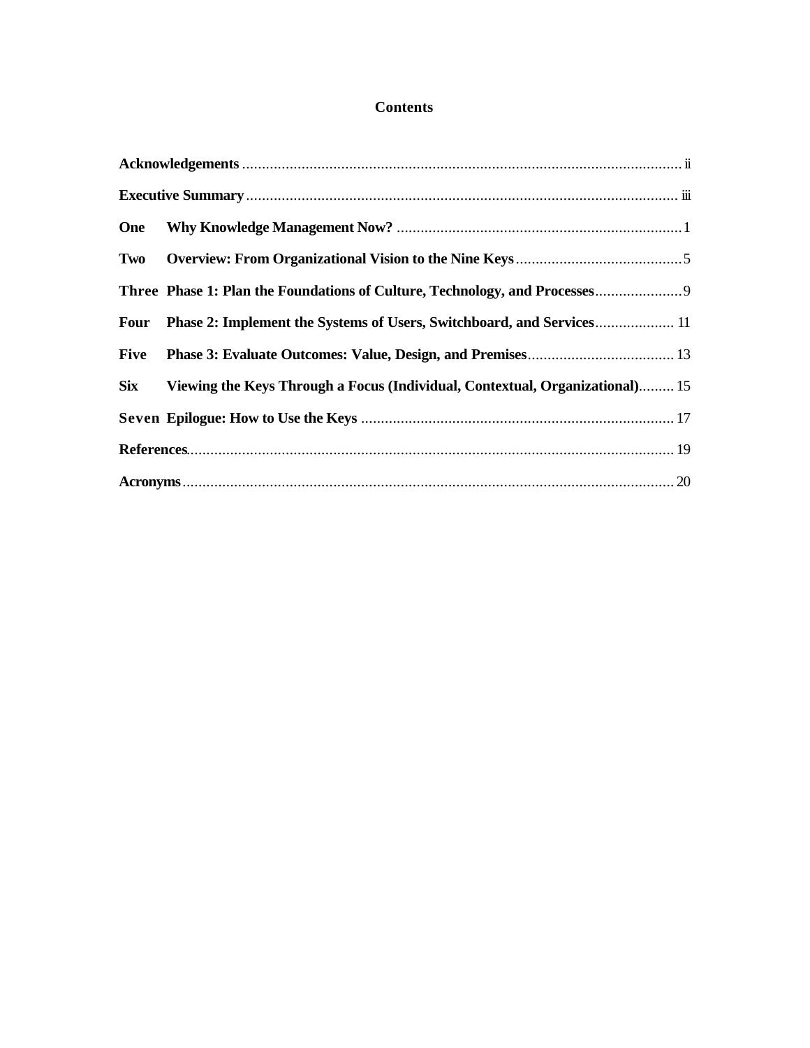# Contents

**Acknowledgements** ........................................................................................................ ii

**Executive Summary** ........................................................................................................ iii

**One** **Why Knowledge Management Now?** ........................................................................ 1

**Two** **Overview: From Organizational Vision to the Nine Keys** ........................................... 5

**Three** **Phase 1: Plan the Foundations of Culture, Technology, and Processes** ...................... 9

**Four** **Phase 2: Implement the Systems of Users, Switchboard, and Services** .................... 11

**Five** **Phase 3: Evaluate Outcomes: Value, Design, and Premises** ..................................... 13

**Six** **Viewing the Keys Through a Focus (Individual, Contextual, Organizational)** ......... 15

**Seven** **Epilogue: How to Use the Keys** ............................................................................... 17

**References** ........................................................................................................................ 19

**Acronyms** .......................................................................................................................... 20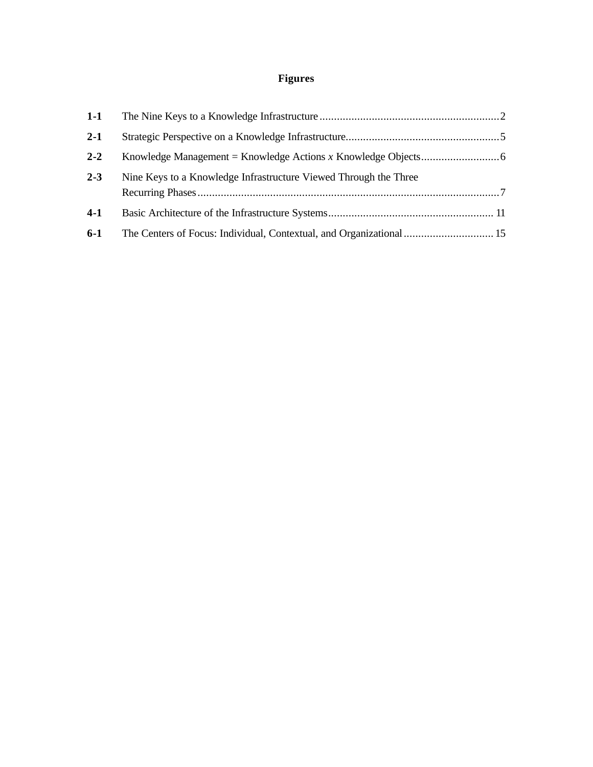# Figures

| | | |
|---|---|---|
| **1-1** | The Nine Keys to a Knowledge Infrastructure | 2 |
| **2-1** | Strategic Perspective on a Knowledge Infrastructure | 5 |
| **2-2** | Knowledge Management = Knowledge Actions *x* Knowledge Objects | 6 |
| **2-3** | Nine Keys to a Knowledge Infrastructure Viewed Through the Three Recurring Phases | 7 |
| **4-1** | Basic Architecture of the Infrastructure Systems | 11 |
| **6-1** | The Centers of Focus: Individual, Contextual, and Organizational | 15 |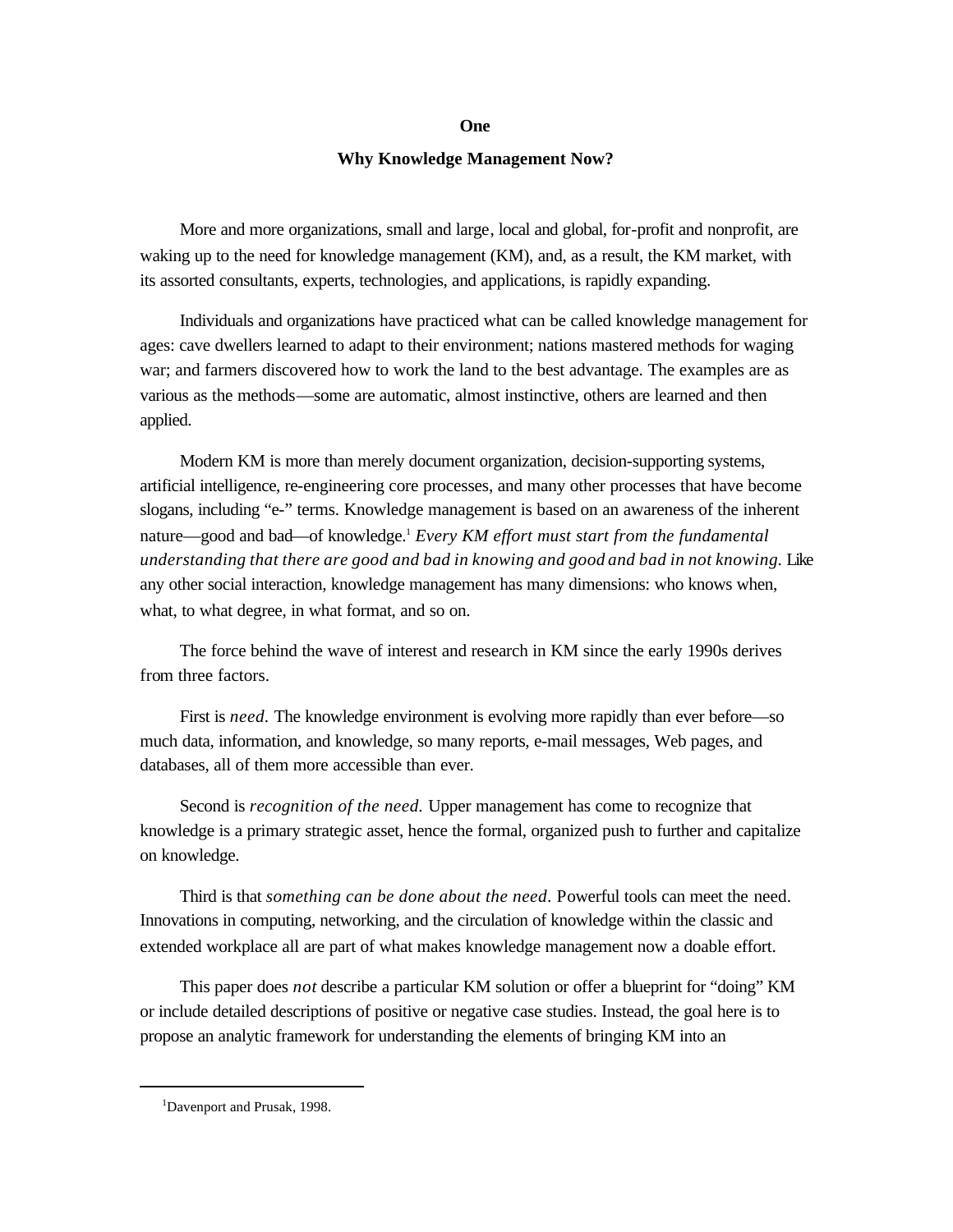# One

## Why Knowledge Management Now?

More and more organizations, small and large, local and global, for-profit and nonprofit, are waking up to the need for knowledge management (KM), and, as a result, the KM market, with its assorted consultants, experts, technologies, and applications, is rapidly expanding.

Individuals and organizations have practiced what can be called knowledge management for ages: cave dwellers learned to adapt to their environment; nations mastered methods for waging war; and farmers discovered how to work the land to the best advantage. The examples are as various as the methods—some are automatic, almost instinctive, others are learned and then applied.

Modern KM is more than merely document organization, decision-supporting systems, artificial intelligence, re-engineering core processes, and many other processes that have become slogans, including "e-" terms. Knowledge management is based on an awareness of the inherent nature—good and bad—of knowledge.[1] *Every KM effort must start from the fundamental understanding that there are good and bad in knowing and good and bad in not knowing.* Like any other social interaction, knowledge management has many dimensions: who knows when, what, to what degree, in what format, and so on.

The force behind the wave of interest and research in KM since the early 1990s derives from three factors.

First is *need*. The knowledge environment is evolving more rapidly than ever before—so much data, information, and knowledge, so many reports, e-mail messages, Web pages, and databases, all of them more accessible than ever.

Second is *recognition of the need*. Upper management has come to recognize that knowledge is a primary strategic asset, hence the formal, organized push to further and capitalize on knowledge.

Third is that *something can be done about the need*. Powerful tools can meet the need. Innovations in computing, networking, and the circulation of knowledge within the classic and extended workplace all are part of what makes knowledge management now a doable effort.

This paper does *not* describe a particular KM solution or offer a blueprint for "doing" KM or include detailed descriptions of positive or negative case studies. Instead, the goal here is to propose an analytic framework for understanding the elements of bringing KM into an

---

[1] Davenport and Prusak, 1998.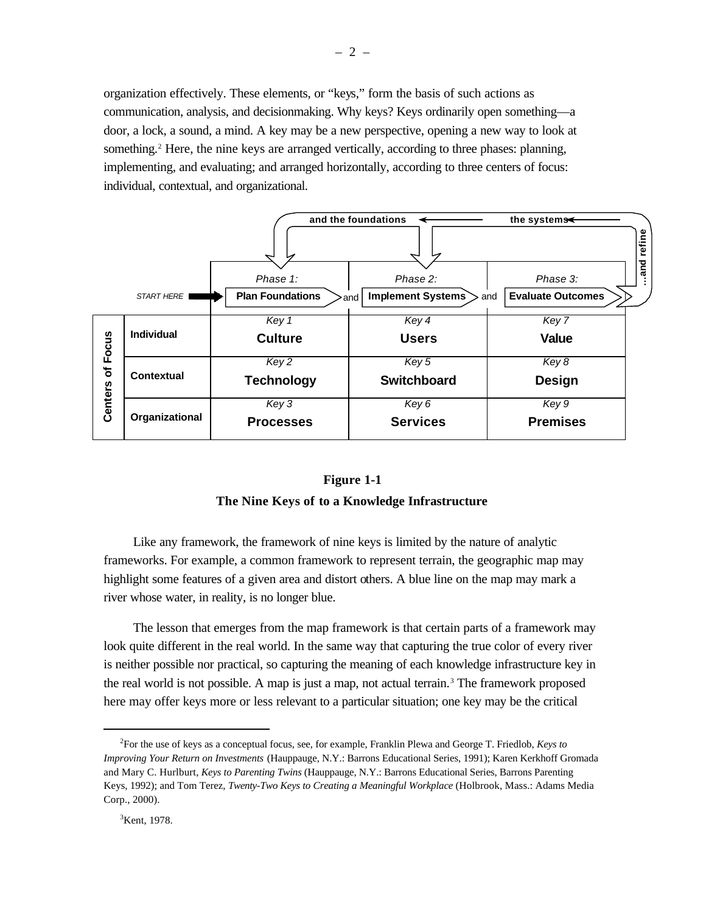organization effectively. These elements, or "keys," form the basis of such actions as communication, analysis, and decisionmaking. Why keys? Keys ordinarily open something—a door, a lock, a sound, a mind. A key may be a new perspective, opening a new way to look at something.[2] Here, the nine keys are arranged vertically, according to three phases: planning, implementing, and evaluating; and arranged horizontally, according to three centers of focus: individual, contextual, and organizational.

| Centers of Focus | Phase 1: Plan Foundations | Phase 2: Implement Systems | Phase 3: Evaluate Outcomes |
|---|---|---|---|
| Individual | Key 1 **Culture** | Key 4 **Users** | Key 7 **Value** |
| Contextual | Key 2 **Technology** | Key 5 **Switchboard** | Key 8 **Design** |
| Organizational | Key 3 **Processes** | Key 6 **Services** | Key 9 **Premises** |

START HERE → Plan Foundations and Implement Systems and Evaluate Outcomes ...and refine the systems and the foundations

**Figure 1-1**

**The Nine Keys of to a Knowledge Infrastructure**

Like any framework, the framework of nine keys is limited by the nature of analytic frameworks. For example, a common framework to represent terrain, the geographic map may highlight some features of a given area and distort others. A blue line on the map may mark a river whose water, in reality, is no longer blue.

The lesson that emerges from the map framework is that certain parts of a framework may look quite different in the real world. In the same way that capturing the true color of every river is neither possible nor practical, so capturing the meaning of each knowledge infrastructure key in the real world is not possible. A map is just a map, not actual terrain.[3] The framework proposed here may offer keys more or less relevant to a particular situation; one key may be the critical

[2]For the use of keys as a conceptual focus, see, for example, Franklin Plewa and George T. Friedlob, *Keys to Improving Your Return on Investments* (Hauppauge, N.Y.: Barrons Educational Series, 1991); Karen Kerkhoff Gromada and Mary C. Hurlburt, *Keys to Parenting Twins* (Hauppauge, N.Y.: Barrons Educational Series, Barrons Parenting Keys, 1992); and Tom Terez, *Twenty-Two Keys to Creating a Meaningful Workplace* (Holbrook, Mass.: Adams Media Corp., 2000).

[3]Kent, 1978.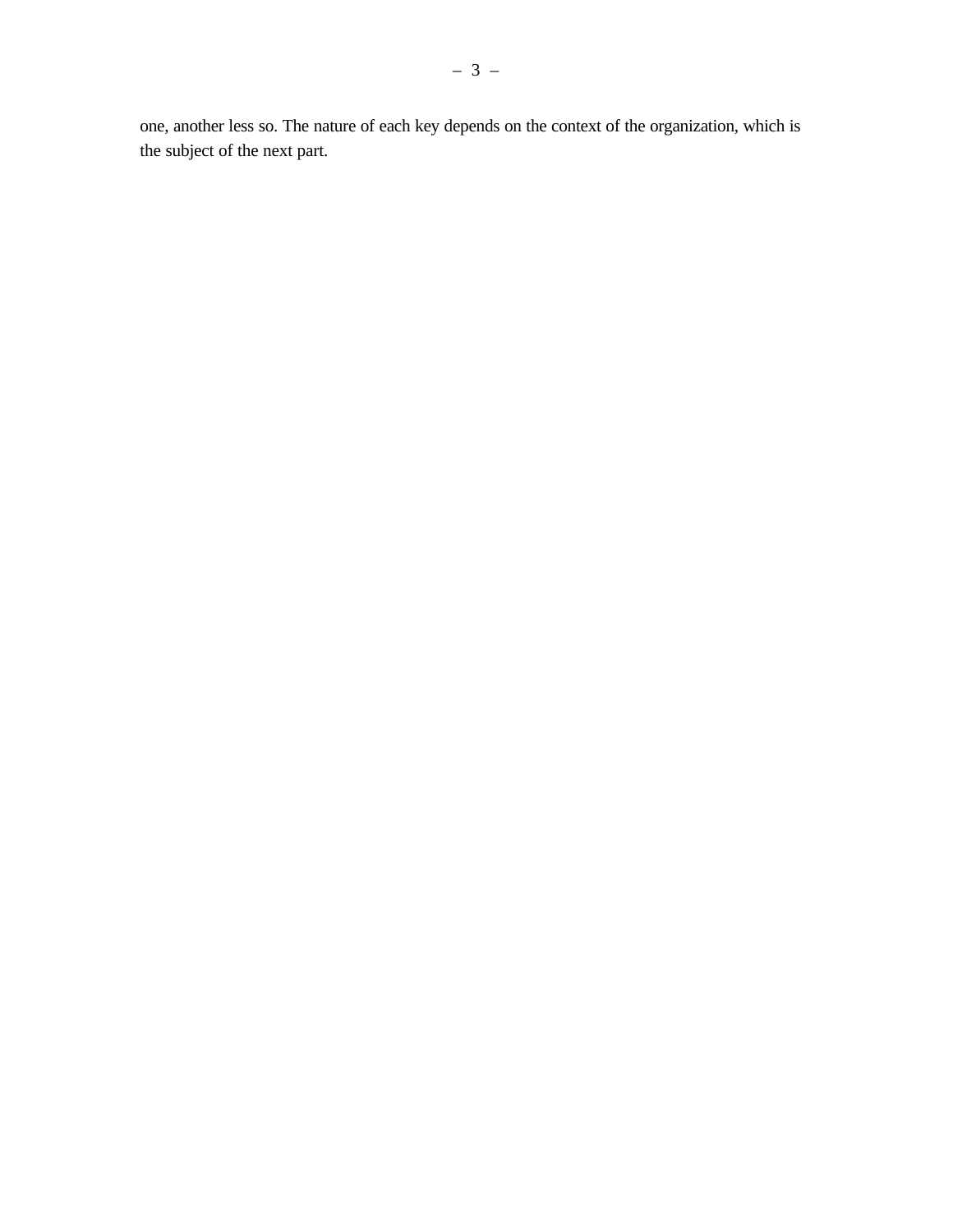one, another less so. The nature of each key depends on the context of the organization, which is the subject of the next part.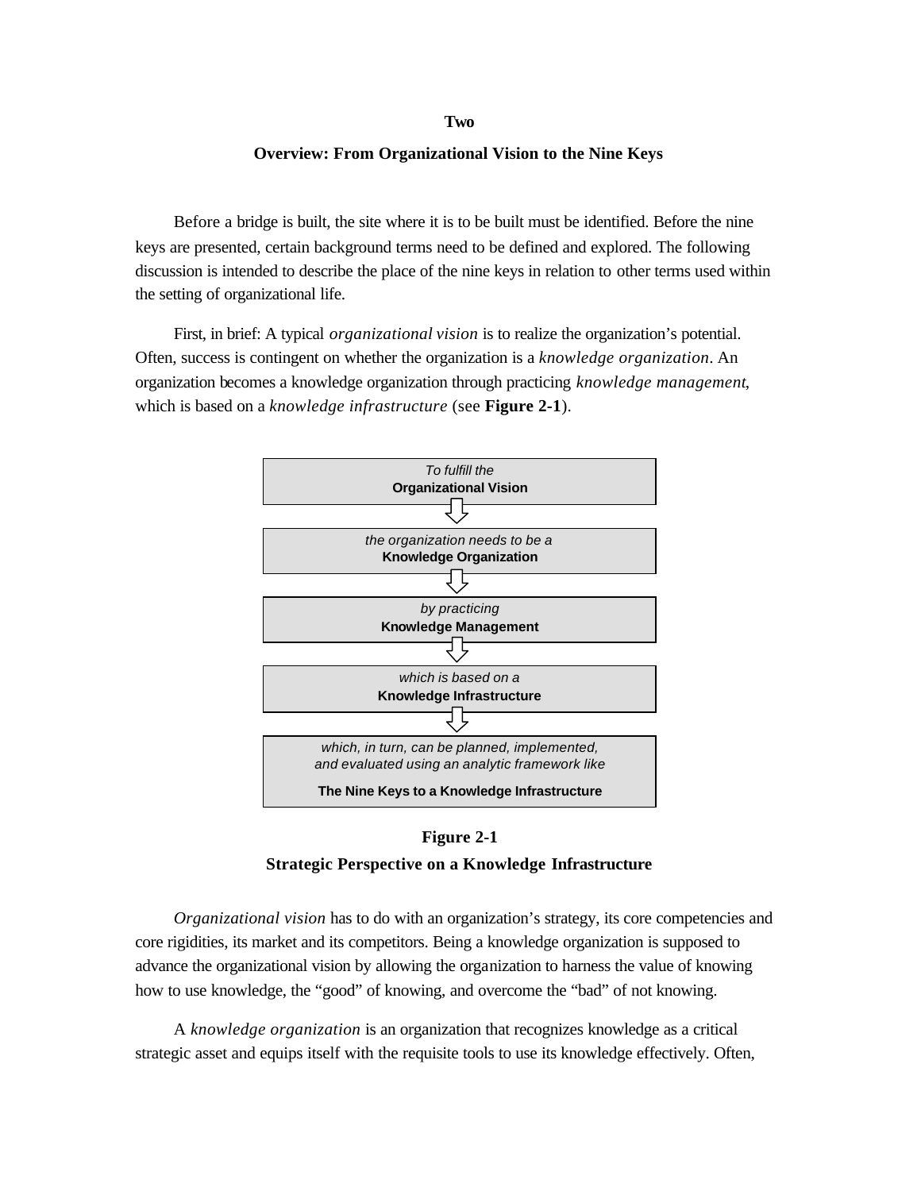## Two

## Overview: From Organizational Vision to the Nine Keys

Before a bridge is built, the site where it is to be built must be identified. Before the nine keys are presented, certain background terms need to be defined and explored. The following discussion is intended to describe the place of the nine keys in relation to other terms used within the setting of organizational life.

First, in brief: A typical *organizational vision* is to realize the organization's potential. Often, success is contingent on whether the organization is a *knowledge organization*. An organization becomes a knowledge organization through practicing *knowledge management*, which is based on a *knowledge infrastructure* (see **Figure 2-1**).

*To fulfill the*
**Organizational Vision**

⇩

*the organization needs to be a*
**Knowledge Organization**

⇩

*by practicing*
**Knowledge Management**

⇩

*which is based on a*
**Knowledge Infrastructure**

⇩

*which, in turn, can be planned, implemented, and evaluated using an analytic framework like*
**The Nine Keys to a Knowledge Infrastructure**

**Figure 2-1**

**Strategic Perspective on a Knowledge Infrastructure**

*Organizational vision* has to do with an organization's strategy, its core competencies and core rigidities, its market and its competitors. Being a knowledge organization is supposed to advance the organizational vision by allowing the organization to harness the value of knowing how to use knowledge, the "good" of knowing, and overcome the "bad" of not knowing.

A *knowledge organization* is an organization that recognizes knowledge as a critical strategic asset and equips itself with the requisite tools to use its knowledge effectively. Often,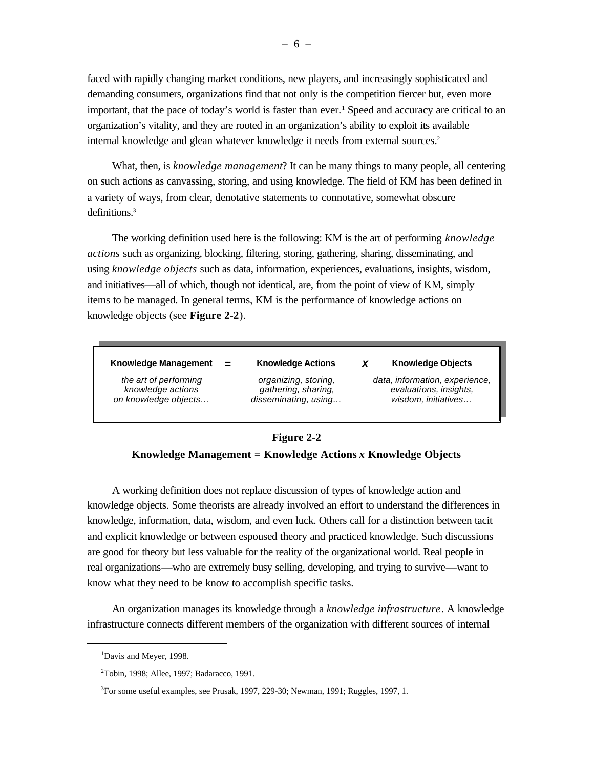faced with rapidly changing market conditions, new players, and increasingly sophisticated and demanding consumers, organizations find that not only is the competition fiercer but, even more important, that the pace of today's world is faster than ever.[1] Speed and accuracy are critical to an organization's vitality, and they are rooted in an organization's ability to exploit its available internal knowledge and glean whatever knowledge it needs from external sources.[2]

What, then, is *knowledge management*? It can be many things to many people, all centering on such actions as canvassing, storing, and using knowledge. The field of KM has been defined in a variety of ways, from clear, denotative statements to connotative, somewhat obscure definitions.[3]

The working definition used here is the following: KM is the art of performing *knowledge actions* such as organizing, blocking, filtering, storing, gathering, sharing, disseminating, and using *knowledge objects* such as data, information, experiences, evaluations, insights, wisdom, and initiatives—all of which, though not identical, are, from the point of view of KM, simply items to be managed. In general terms, KM is the performance of knowledge actions on knowledge objects (see **Figure 2-2**).

| **Knowledge Management** | **=** | **Knowledge Actions** | ***x*** | **Knowledge Objects** |
|---|---|---|---|---|
| *the art of performing knowledge actions on knowledge objects…* | | *organizing, storing, gathering, sharing, disseminating, using…* | | *data, information, experience, evaluations, insights, wisdom, initiatives…* |

**Figure 2-2**

**Knowledge Management = Knowledge Actions *x* Knowledge Objects**

A working definition does not replace discussion of types of knowledge action and knowledge objects. Some theorists are already involved an effort to understand the differences in knowledge, information, data, wisdom, and even luck. Others call for a distinction between tacit and explicit knowledge or between espoused theory and practiced knowledge. Such discussions are good for theory but less valuable for the reality of the organizational world. Real people in real organizations—who are extremely busy selling, developing, and trying to survive—want to know what they need to be know to accomplish specific tasks.

An organization manages its knowledge through a *knowledge infrastructure*. A knowledge infrastructure connects different members of the organization with different sources of internal

---

[1] Davis and Meyer, 1998.

[2] Tobin, 1998; Allee, 1997; Badaracco, 1991.

[3] For some useful examples, see Prusak, 1997, 229-30; Newman, 1991; Ruggles, 1997, 1.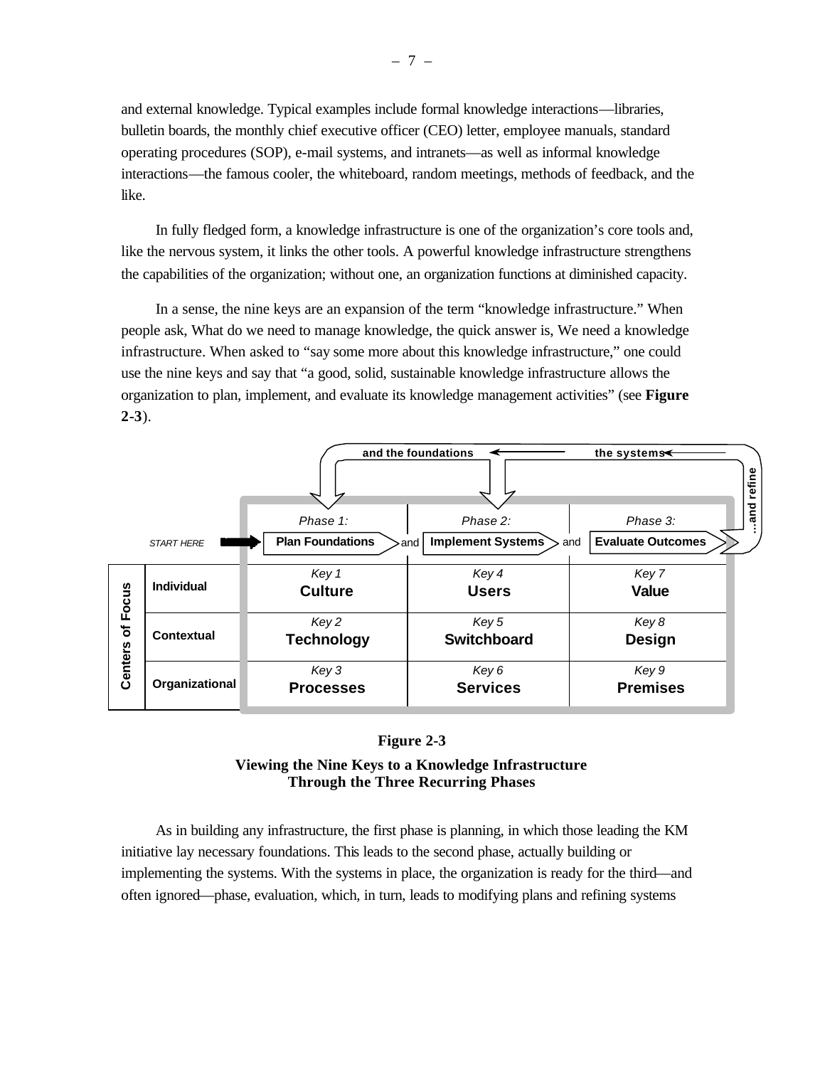and external knowledge. Typical examples include formal knowledge interactions—libraries, bulletin boards, the monthly chief executive officer (CEO) letter, employee manuals, standard operating procedures (SOP), e-mail systems, and intranets—as well as informal knowledge interactions—the famous cooler, the whiteboard, random meetings, methods of feedback, and the like.

In fully fledged form, a knowledge infrastructure is one of the organization's core tools and, like the nervous system, it links the other tools. A powerful knowledge infrastructure strengthens the capabilities of the organization; without one, an organization functions at diminished capacity.

In a sense, the nine keys are an expansion of the term "knowledge infrastructure." When people ask, What do we need to manage knowledge, the quick answer is, We need a knowledge infrastructure. When asked to "say some more about this knowledge infrastructure," one could use the nine keys and say that "a good, solid, sustainable knowledge infrastructure allows the organization to plan, implement, and evaluate its knowledge management activities" (see **Figure 2-3**).

START HERE → Phase 1: Plan Foundations and Phase 2: Implement Systems and Phase 3: Evaluate Outcomes …and refine the systems and the foundations

| Centers of Focus | Phase 1: Plan Foundations | Phase 2: Implement Systems | Phase 3: Evaluate Outcomes |
|---|---|---|---|
| Individual | Key 1 **Culture** | Key 4 **Users** | Key 7 **Value** |
| Contextual | Key 2 **Technology** | Key 5 **Switchboard** | Key 8 **Design** |
| Organizational | Key 3 **Processes** | Key 6 **Services** | Key 9 **Premises** |

**Figure 2-3**

**Viewing the Nine Keys to a Knowledge Infrastructure Through the Three Recurring Phases**

As in building any infrastructure, the first phase is planning, in which those leading the KM initiative lay necessary foundations. This leads to the second phase, actually building or implementing the systems. With the systems in place, the organization is ready for the third—and often ignored—phase, evaluation, which, in turn, leads to modifying plans and refining systems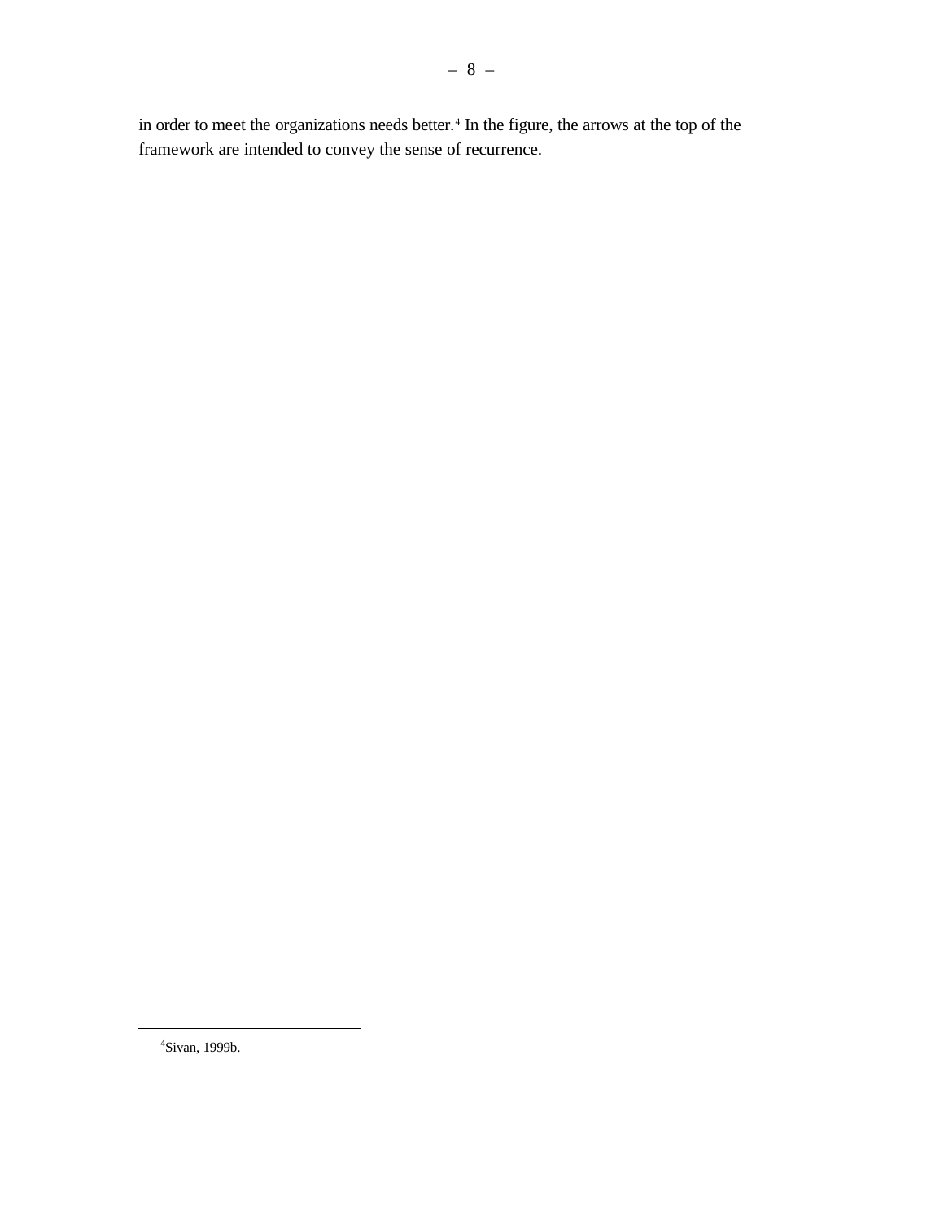in order to meet the organizations needs better.[4] In the figure, the arrows at the top of the framework are intended to convey the sense of recurrence.

[4]Sivan, 1999b.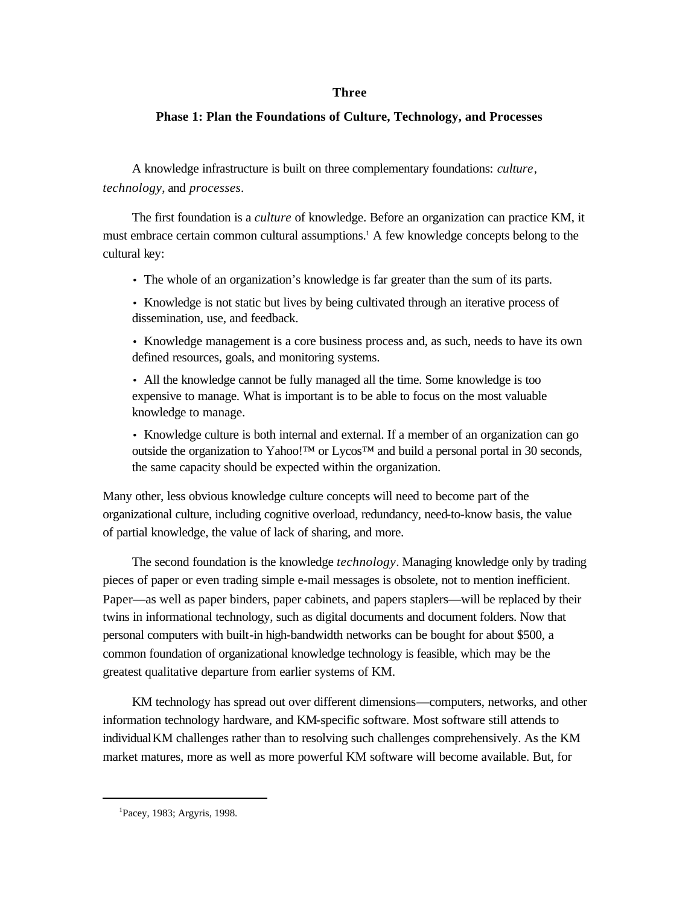# Three

## Phase 1: Plan the Foundations of Culture, Technology, and Processes

A knowledge infrastructure is built on three complementary foundations: *culture*, *technology*, and *processes*.

The first foundation is a *culture* of knowledge. Before an organization can practice KM, it must embrace certain common cultural assumptions.[1] A few knowledge concepts belong to the cultural key:

- The whole of an organization's knowledge is far greater than the sum of its parts.
- Knowledge is not static but lives by being cultivated through an iterative process of dissemination, use, and feedback.
- Knowledge management is a core business process and, as such, needs to have its own defined resources, goals, and monitoring systems.
- All the knowledge cannot be fully managed all the time. Some knowledge is too expensive to manage. What is important is to be able to focus on the most valuable knowledge to manage.
- Knowledge culture is both internal and external. If a member of an organization can go outside the organization to Yahoo!™ or Lycos™ and build a personal portal in 30 seconds, the same capacity should be expected within the organization.

Many other, less obvious knowledge culture concepts will need to become part of the organizational culture, including cognitive overload, redundancy, need-to-know basis, the value of partial knowledge, the value of lack of sharing, and more.

The second foundation is the knowledge *technology*. Managing knowledge only by trading pieces of paper or even trading simple e-mail messages is obsolete, not to mention inefficient. Paper—as well as paper binders, paper cabinets, and papers staplers—will be replaced by their twins in informational technology, such as digital documents and document folders. Now that personal computers with built-in high-bandwidth networks can be bought for about $500, a common foundation of organizational knowledge technology is feasible, which may be the greatest qualitative departure from earlier systems of KM.

KM technology has spread out over different dimensions—computers, networks, and other information technology hardware, and KM-specific software. Most software still attends to individual KM challenges rather than to resolving such challenges comprehensively. As the KM market matures, more as well as more powerful KM software will become available. But, for

---

[1] Pacey, 1983; Argyris, 1998.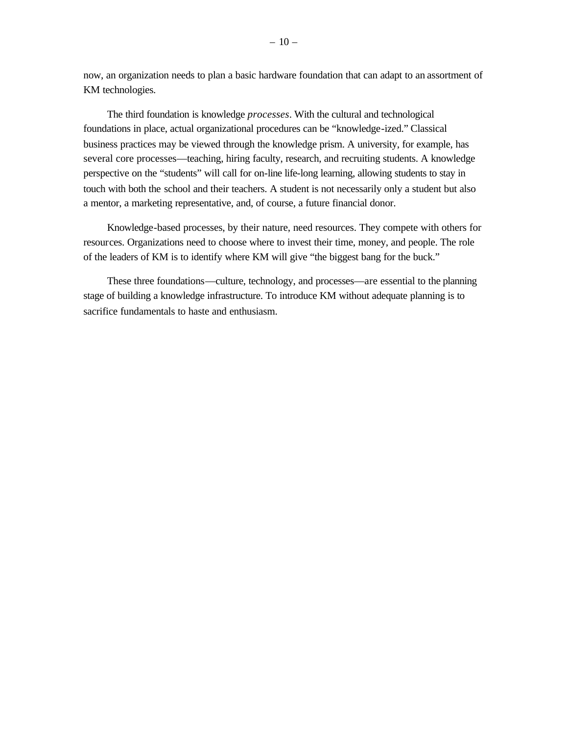now, an organization needs to plan a basic hardware foundation that can adapt to an assortment of KM technologies.

The third foundation is knowledge *processes*. With the cultural and technological foundations in place, actual organizational procedures can be "knowledge-ized." Classical business practices may be viewed through the knowledge prism. A university, for example, has several core processes—teaching, hiring faculty, research, and recruiting students. A knowledge perspective on the "students" will call for on-line life-long learning, allowing students to stay in touch with both the school and their teachers. A student is not necessarily only a student but also a mentor, a marketing representative, and, of course, a future financial donor.

Knowledge-based processes, by their nature, need resources. They compete with others for resources. Organizations need to choose where to invest their time, money, and people. The role of the leaders of KM is to identify where KM will give "the biggest bang for the buck."

These three foundations—culture, technology, and processes—are essential to the planning stage of building a knowledge infrastructure. To introduce KM without adequate planning is to sacrifice fundamentals to haste and enthusiasm.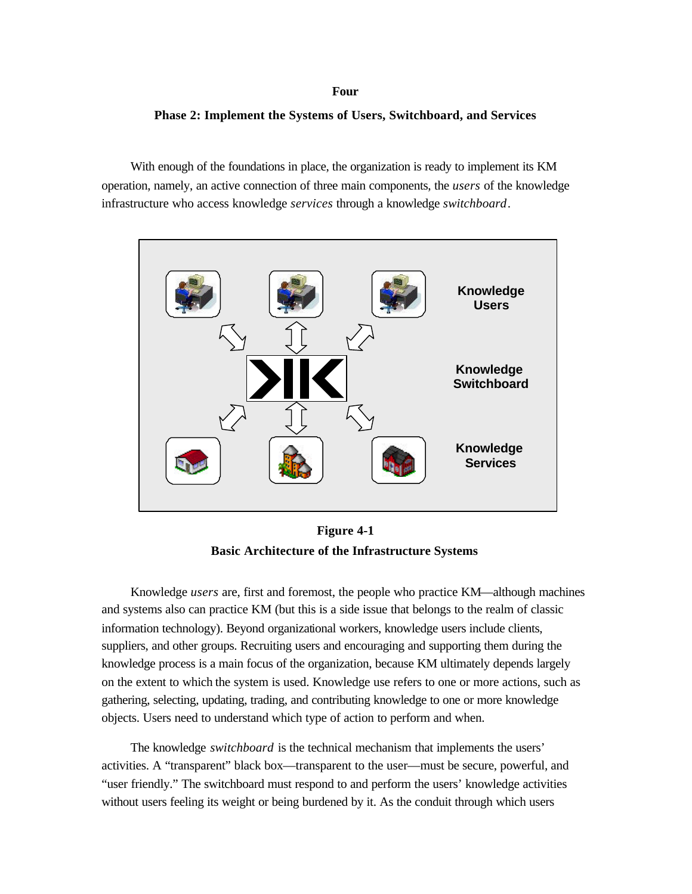# Four

## Phase 2: Implement the Systems of Users, Switchboard, and Services

With enough of the foundations in place, the organization is ready to implement its KM operation, namely, an active connection of three main components, the *users* of the knowledge infrastructure who access knowledge *services* through a knowledge *switchboard*.

Knowledge Users

Knowledge Switchboard

Knowledge Services

**Figure 4-1**

**Basic Architecture of the Infrastructure Systems**

Knowledge *users* are, first and foremost, the people who practice KM—although machines and systems also can practice KM (but this is a side issue that belongs to the realm of classic information technology). Beyond organizational workers, knowledge users include clients, suppliers, and other groups. Recruiting users and encouraging and supporting them during the knowledge process is a main focus of the organization, because KM ultimately depends largely on the extent to which the system is used. Knowledge use refers to one or more actions, such as gathering, selecting, updating, trading, and contributing knowledge to one or more knowledge objects. Users need to understand which type of action to perform and when.

The knowledge *switchboard* is the technical mechanism that implements the users' activities. A "transparent" black box—transparent to the user—must be secure, powerful, and "user friendly." The switchboard must respond to and perform the users' knowledge activities without users feeling its weight or being burdened by it. As the conduit through which users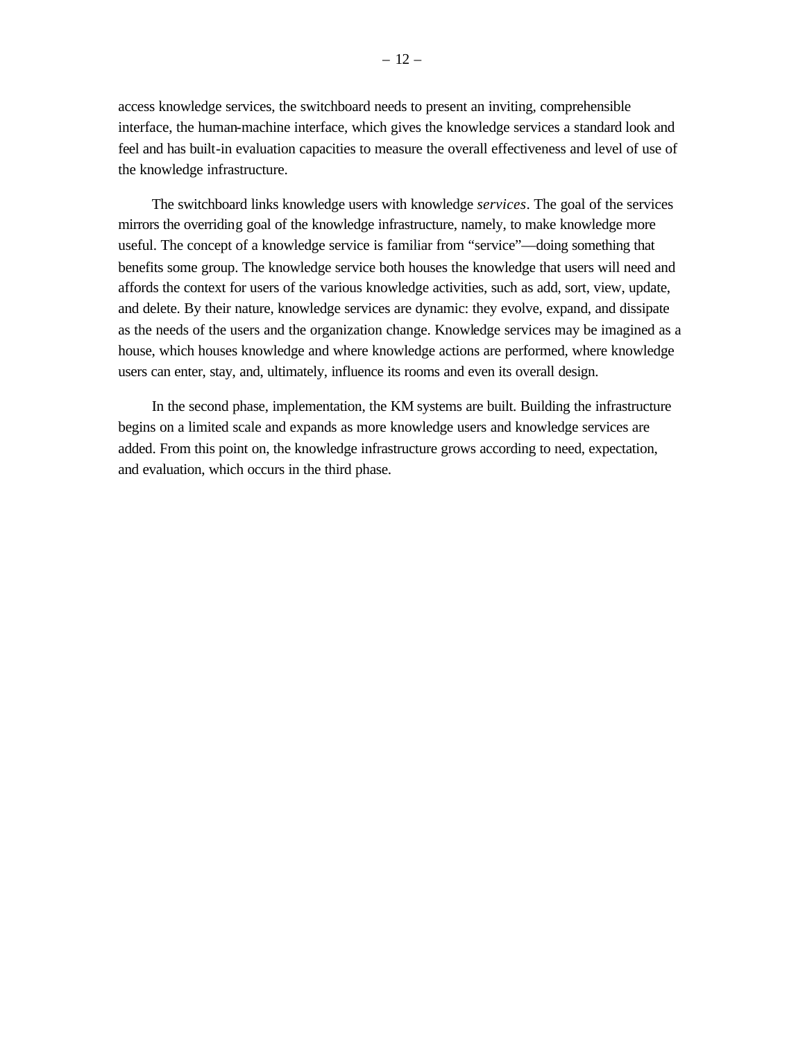access knowledge services, the switchboard needs to present an inviting, comprehensible interface, the human-machine interface, which gives the knowledge services a standard look and feel and has built-in evaluation capacities to measure the overall effectiveness and level of use of the knowledge infrastructure.

The switchboard links knowledge users with knowledge *services*. The goal of the services mirrors the overriding goal of the knowledge infrastructure, namely, to make knowledge more useful. The concept of a knowledge service is familiar from "service"—doing something that benefits some group. The knowledge service both houses the knowledge that users will need and affords the context for users of the various knowledge activities, such as add, sort, view, update, and delete. By their nature, knowledge services are dynamic: they evolve, expand, and dissipate as the needs of the users and the organization change. Knowledge services may be imagined as a house, which houses knowledge and where knowledge actions are performed, where knowledge users can enter, stay, and, ultimately, influence its rooms and even its overall design.

In the second phase, implementation, the KM systems are built. Building the infrastructure begins on a limited scale and expands as more knowledge users and knowledge services are added. From this point on, the knowledge infrastructure grows according to need, expectation, and evaluation, which occurs in the third phase.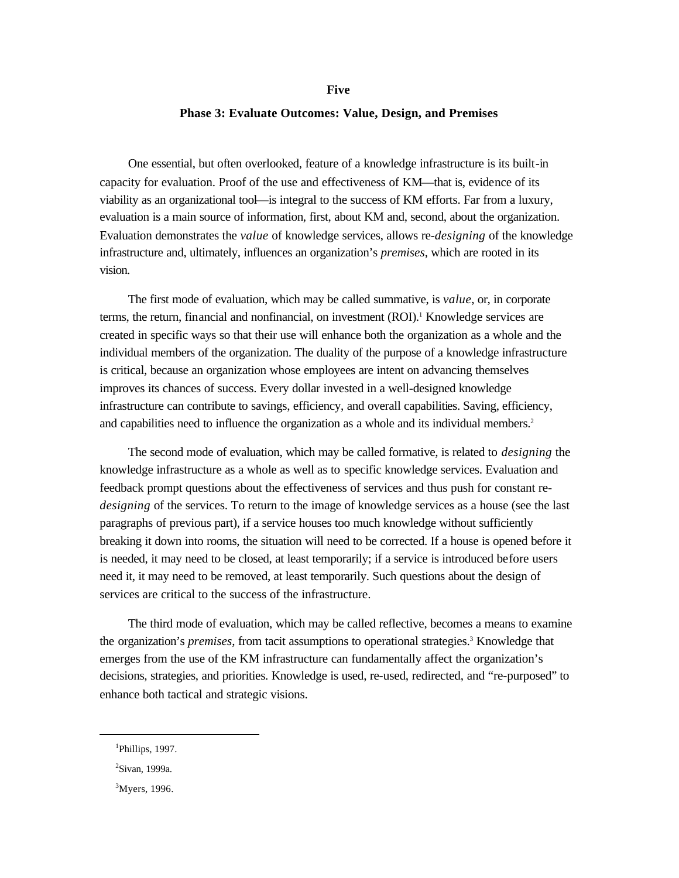# Five

## Phase 3: Evaluate Outcomes: Value, Design, and Premises

One essential, but often overlooked, feature of a knowledge infrastructure is its built-in capacity for evaluation. Proof of the use and effectiveness of KM—that is, evidence of its viability as an organizational tool—is integral to the success of KM efforts. Far from a luxury, evaluation is a main source of information, first, about KM and, second, about the organization. Evaluation demonstrates the *value* of knowledge services, allows re-*designing* of the knowledge infrastructure and, ultimately, influences an organization's *premises*, which are rooted in its vision.

The first mode of evaluation, which may be called summative, is *value*, or, in corporate terms, the return, financial and nonfinancial, on investment (ROI).[1] Knowledge services are created in specific ways so that their use will enhance both the organization as a whole and the individual members of the organization. The duality of the purpose of a knowledge infrastructure is critical, because an organization whose employees are intent on advancing themselves improves its chances of success. Every dollar invested in a well-designed knowledge infrastructure can contribute to savings, efficiency, and overall capabilities. Saving, efficiency, and capabilities need to influence the organization as a whole and its individual members.[2]

The second mode of evaluation, which may be called formative, is related to *designing* the knowledge infrastructure as a whole as well as to specific knowledge services. Evaluation and feedback prompt questions about the effectiveness of services and thus push for constant re-*designing* of the services. To return to the image of knowledge services as a house (see the last paragraphs of previous part), if a service houses too much knowledge without sufficiently breaking it down into rooms, the situation will need to be corrected. If a house is opened before it is needed, it may need to be closed, at least temporarily; if a service is introduced before users need it, it may need to be removed, at least temporarily. Such questions about the design of services are critical to the success of the infrastructure.

The third mode of evaluation, which may be called reflective, becomes a means to examine the organization's *premises*, from tacit assumptions to operational strategies.[3] Knowledge that emerges from the use of the KM infrastructure can fundamentally affect the organization's decisions, strategies, and priorities. Knowledge is used, re-used, redirected, and "re-purposed" to enhance both tactical and strategic visions.

---

[1] Phillips, 1997.

[2] Sivan, 1999a.

[3] Myers, 1996.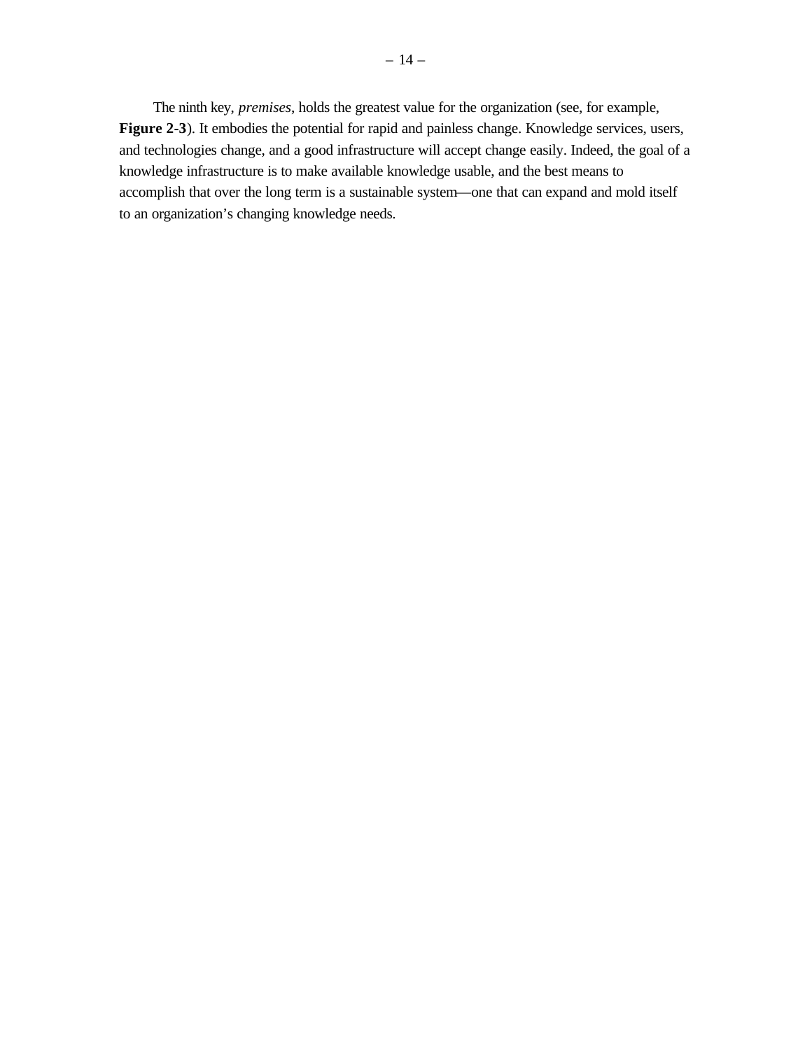The ninth key, *premises*, holds the greatest value for the organization (see, for example, **Figure 2-3**). It embodies the potential for rapid and painless change. Knowledge services, users, and technologies change, and a good infrastructure will accept change easily. Indeed, the goal of a knowledge infrastructure is to make available knowledge usable, and the best means to accomplish that over the long term is a sustainable system—one that can expand and mold itself to an organization's changing knowledge needs.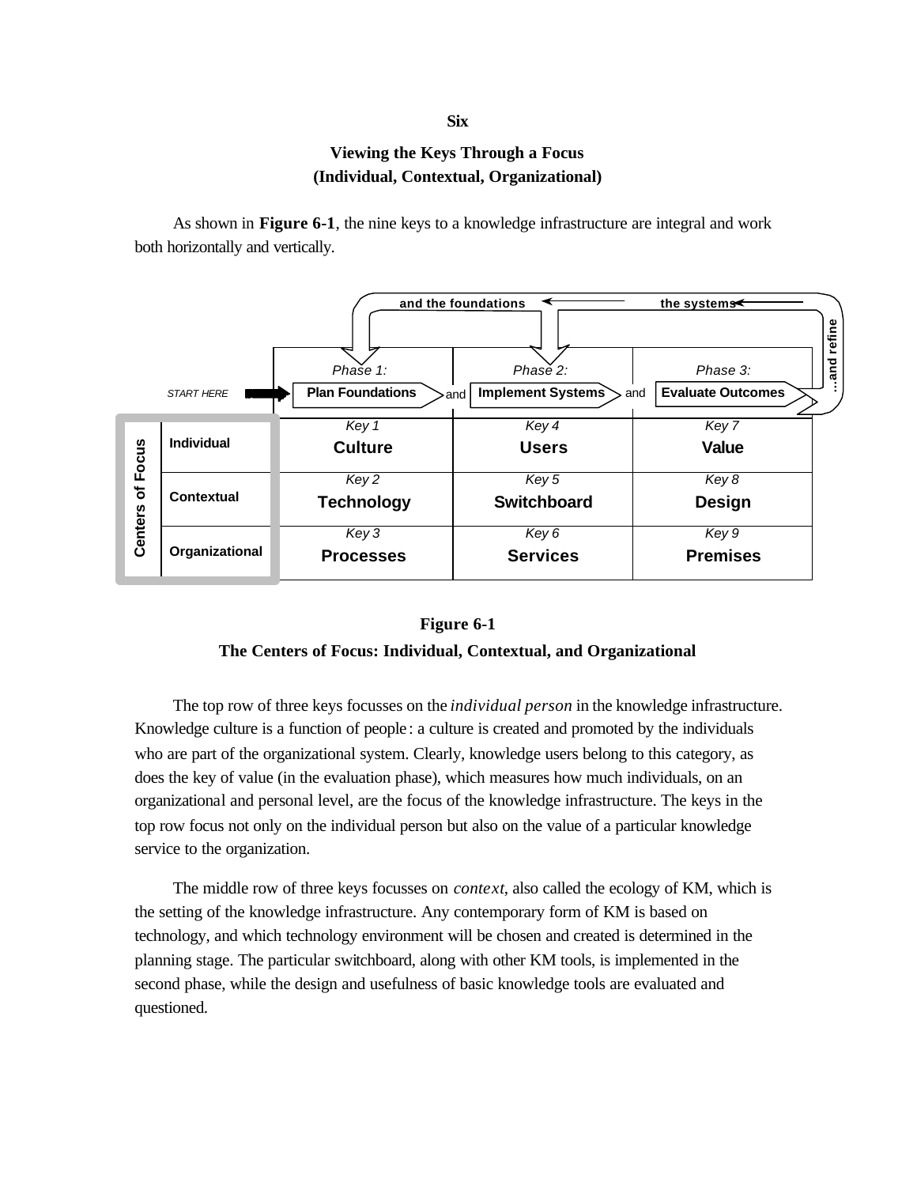# Six

## Viewing the Keys Through a Focus (Individual, Contextual, Organizational)

As shown in **Figure 6-1**, the nine keys to a knowledge infrastructure are integral and work both horizontally and vertically.

| Centers of Focus | Phase 1: Plan Foundations | Phase 2: Implement Systems | Phase 3: Evaluate Outcomes |
|---|---|---|---|
| Individual | Key 1 **Culture** | Key 4 **Users** | Key 7 **Value** |
| Contextual | Key 2 **Technology** | Key 5 **Switchboard** | Key 8 **Design** |
| Organizational | Key 3 **Processes** | Key 6 **Services** | Key 9 **Premises** |

START HERE → Plan Foundations and Implement Systems and Evaluate Outcomes …and refine the systems and the foundations

**Figure 6-1**

**The Centers of Focus: Individual, Contextual, and Organizational**

The top row of three keys focusses on the *individual person* in the knowledge infrastructure. Knowledge culture is a function of people: a culture is created and promoted by the individuals who are part of the organizational system. Clearly, knowledge users belong to this category, as does the key of value (in the evaluation phase), which measures how much individuals, on an organizational and personal level, are the focus of the knowledge infrastructure. The keys in the top row focus not only on the individual person but also on the value of a particular knowledge service to the organization.

The middle row of three keys focusses on *context*, also called the ecology of KM, which is the setting of the knowledge infrastructure. Any contemporary form of KM is based on technology, and which technology environment will be chosen and created is determined in the planning stage. The particular switchboard, along with other KM tools, is implemented in the second phase, while the design and usefulness of basic knowledge tools are evaluated and questioned.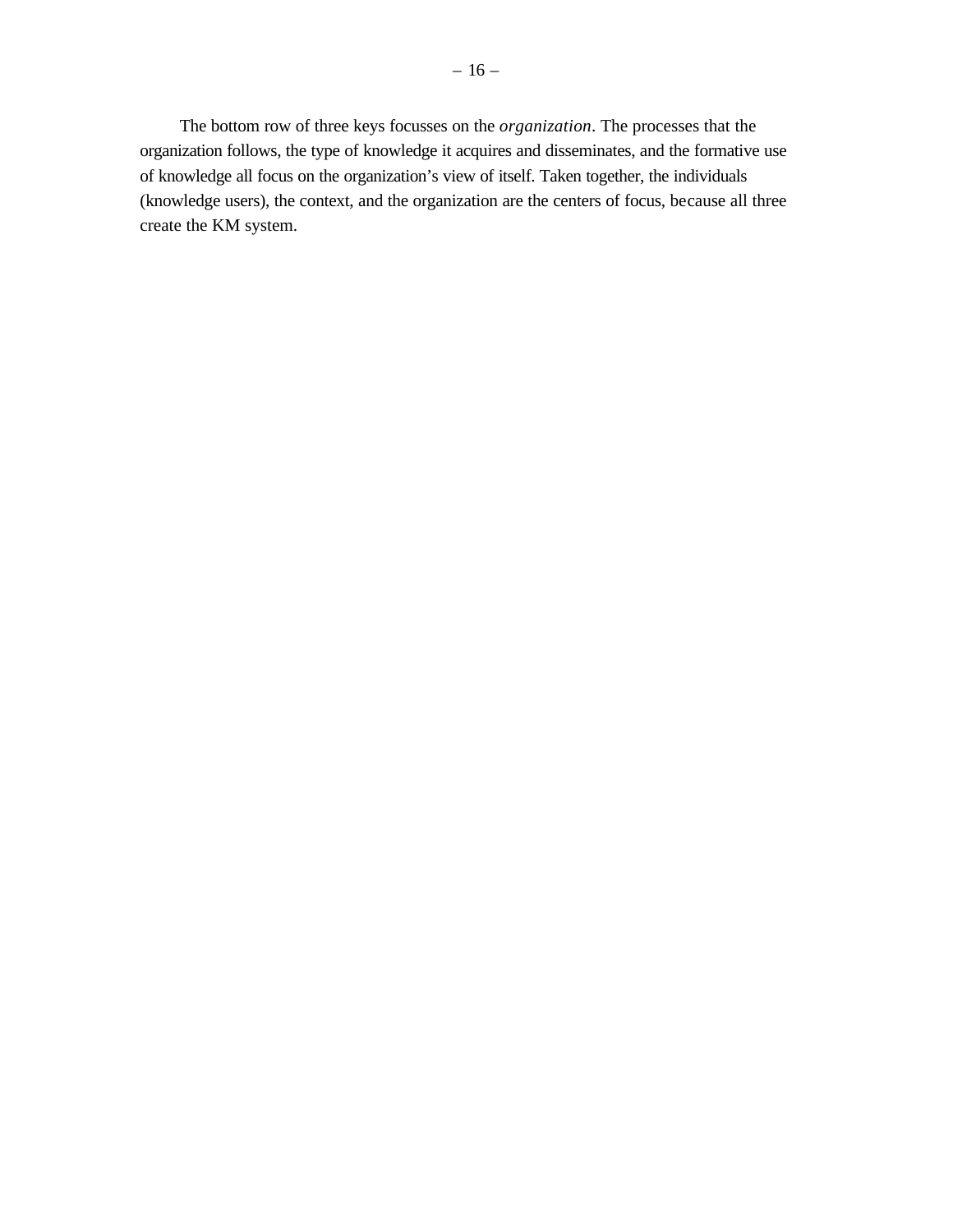The bottom row of three keys focusses on the *organization*. The processes that the organization follows, the type of knowledge it acquires and disseminates, and the formative use of knowledge all focus on the organization's view of itself. Taken together, the individuals (knowledge users), the context, and the organization are the centers of focus, because all three create the KM system.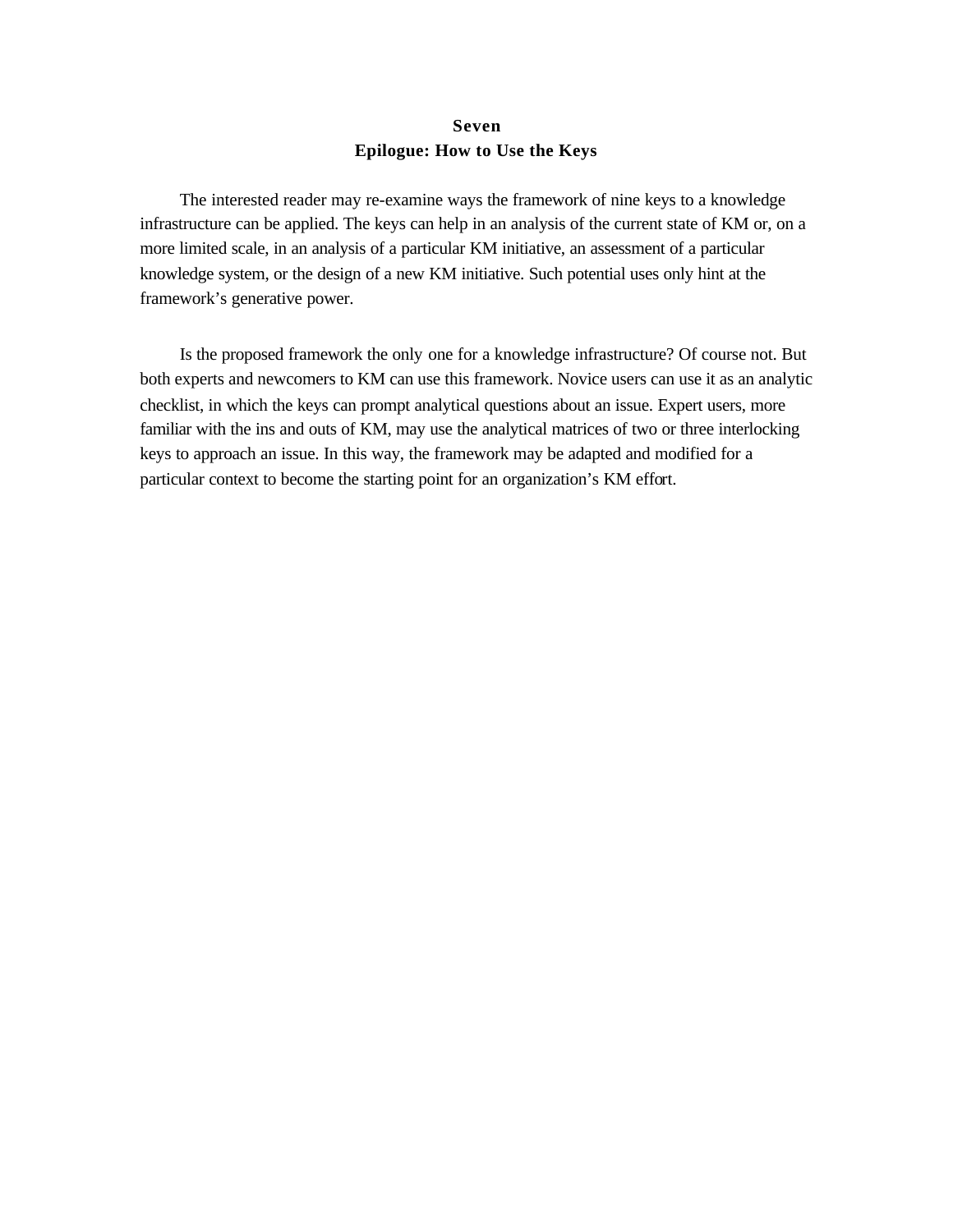# Seven
## Epilogue: How to Use the Keys

The interested reader may re-examine ways the framework of nine keys to a knowledge infrastructure can be applied. The keys can help in an analysis of the current state of KM or, on a more limited scale, in an analysis of a particular KM initiative, an assessment of a particular knowledge system, or the design of a new KM initiative. Such potential uses only hint at the framework's generative power.

Is the proposed framework the only one for a knowledge infrastructure? Of course not. But both experts and newcomers to KM can use this framework. Novice users can use it as an analytic checklist, in which the keys can prompt analytical questions about an issue. Expert users, more familiar with the ins and outs of KM, may use the analytical matrices of two or three interlocking keys to approach an issue. In this way, the framework may be adapted and modified for a particular context to become the starting point for an organization's KM effort.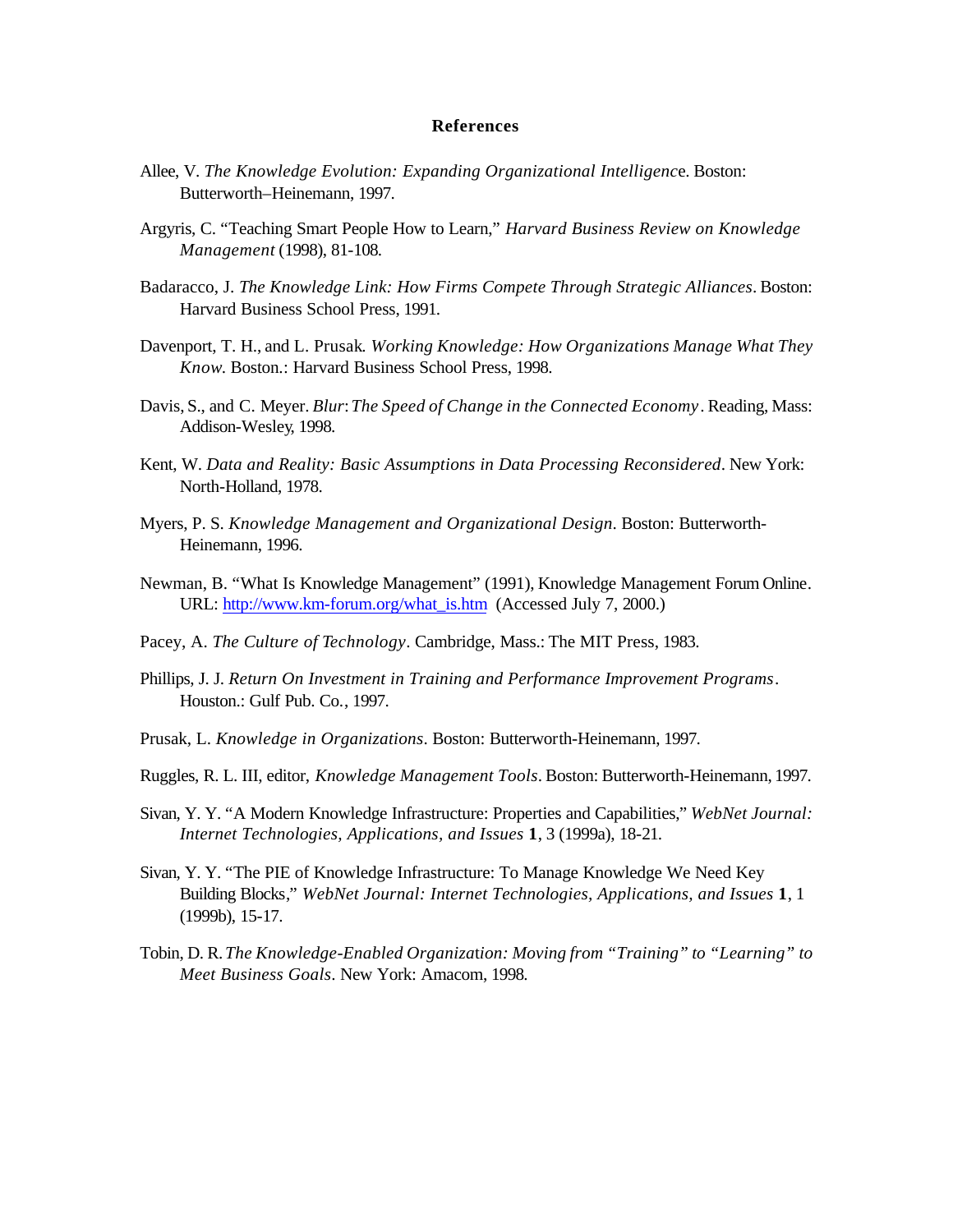## References

Allee, V. *The Knowledge Evolution: Expanding Organizational Intelligenc*e. Boston: Butterworth–Heinemann, 1997.

Argyris, C. "Teaching Smart People How to Learn," *Harvard Business Review on Knowledge Management* (1998), 81-108.

Badaracco, J. *The Knowledge Link: How Firms Compete Through Strategic Alliances*. Boston: Harvard Business School Press, 1991.

Davenport, T. H., and L. Prusak. *Working Knowledge: How Organizations Manage What They Know.* Boston.: Harvard Business School Press, 1998.

Davis, S., and C. Meyer. *Blur*: *The Speed of Change in the Connected Economy*. Reading, Mass: Addison-Wesley, 1998.

Kent, W. *Data and Reality: Basic Assumptions in Data Processing Reconsidered*. New York: North-Holland, 1978.

Myers, P. S. *Knowledge Management and Organizational Design*. Boston: Butterworth-Heinemann, 1996.

Newman, B. "What Is Knowledge Management" (1991), Knowledge Management Forum Online. URL: http://www.km-forum.org/what_is.htm (Accessed July 7, 2000.)

Pacey, A. *The Culture of Technology*. Cambridge, Mass.: The MIT Press, 1983.

Phillips, J. J. *Return On Investment in Training and Performance Improvement Programs*. Houston.: Gulf Pub. Co., 1997.

Prusak, L. *Knowledge in Organizations*. Boston: Butterworth-Heinemann, 1997.

Ruggles, R. L. III, editor, *Knowledge Management Tools*. Boston: Butterworth-Heinemann, 1997.

Sivan, Y. Y. "A Modern Knowledge Infrastructure: Properties and Capabilities," *WebNet Journal: Internet Technologies, Applications, and Issues* **1**, 3 (1999a), 18-21.

Sivan, Y. Y. "The PIE of Knowledge Infrastructure: To Manage Knowledge We Need Key Building Blocks," *WebNet Journal: Internet Technologies, Applications, and Issues* **1**, 1 (1999b), 15-17.

Tobin, D. R. *The Knowledge-Enabled Organization: Moving from "Training" to "Learning" to Meet Business Goals*. New York: Amacom, 1998.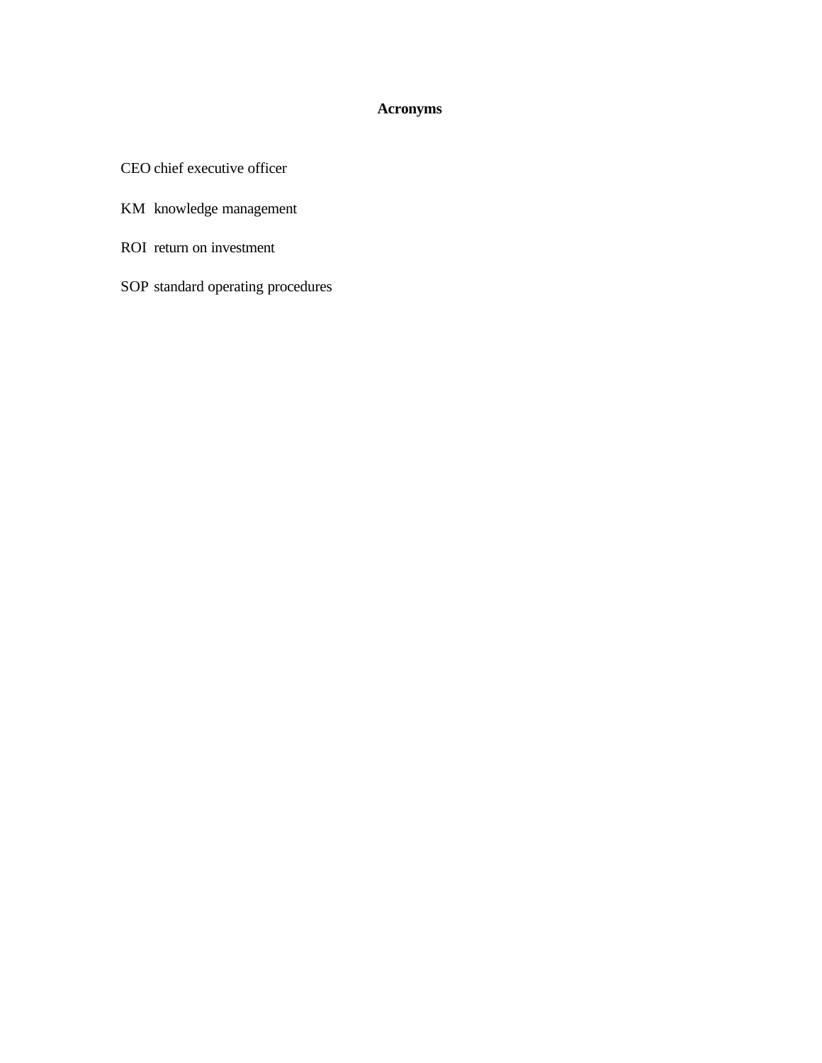# Acronyms

CEO chief executive officer

KM knowledge management

ROI return on investment

SOP standard operating procedures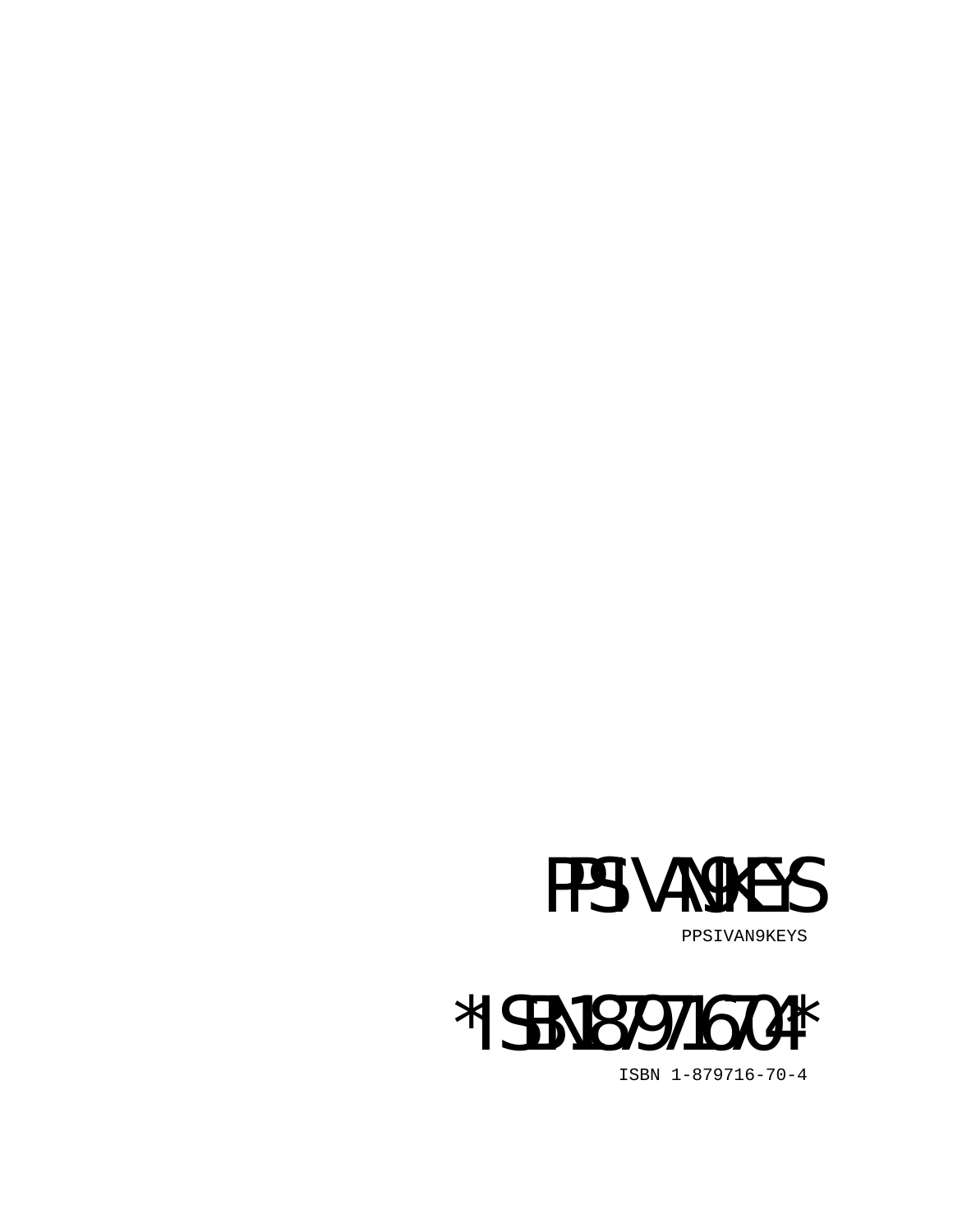PPSIVAN9KEYS

*ISBN1879716704*

ISBN 1-879716-70-4